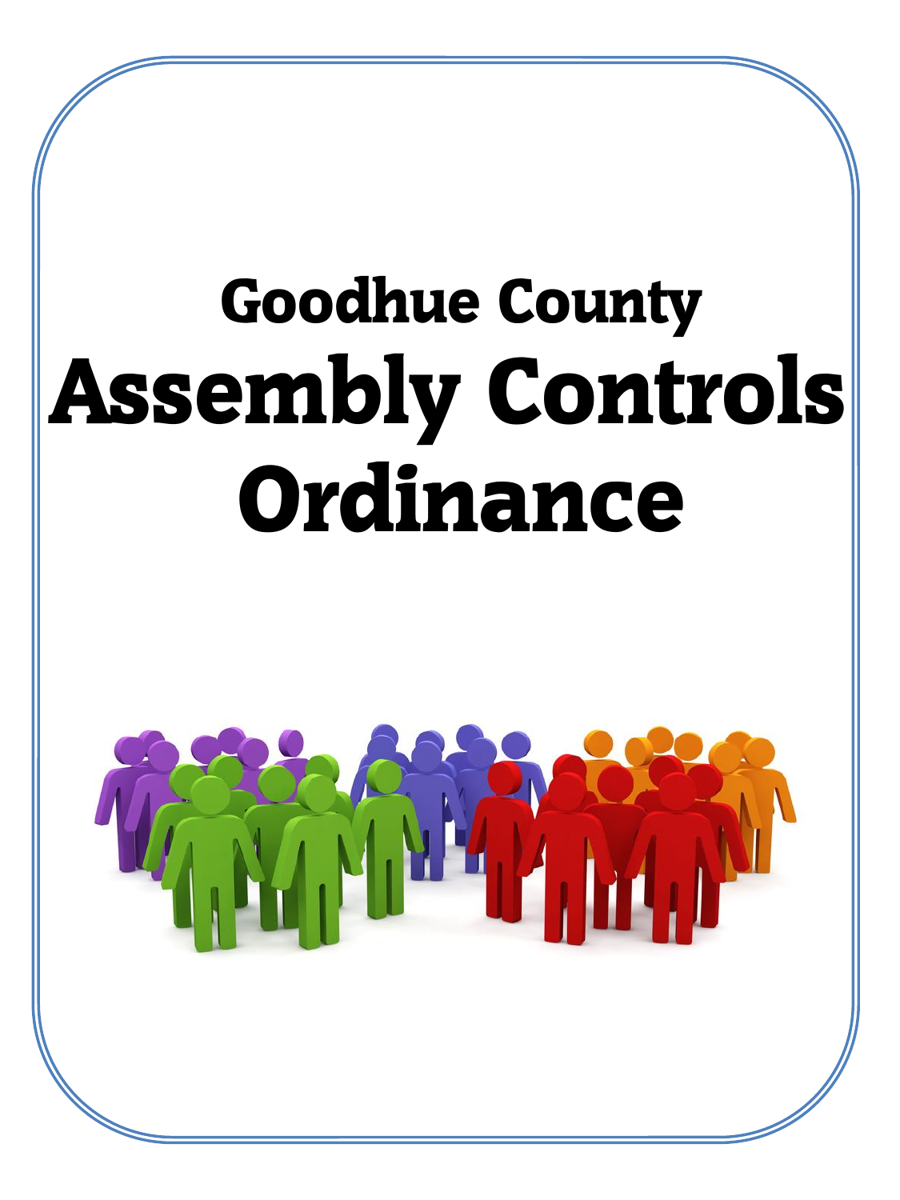# Goodhue County

# Assembly Controls Ordinance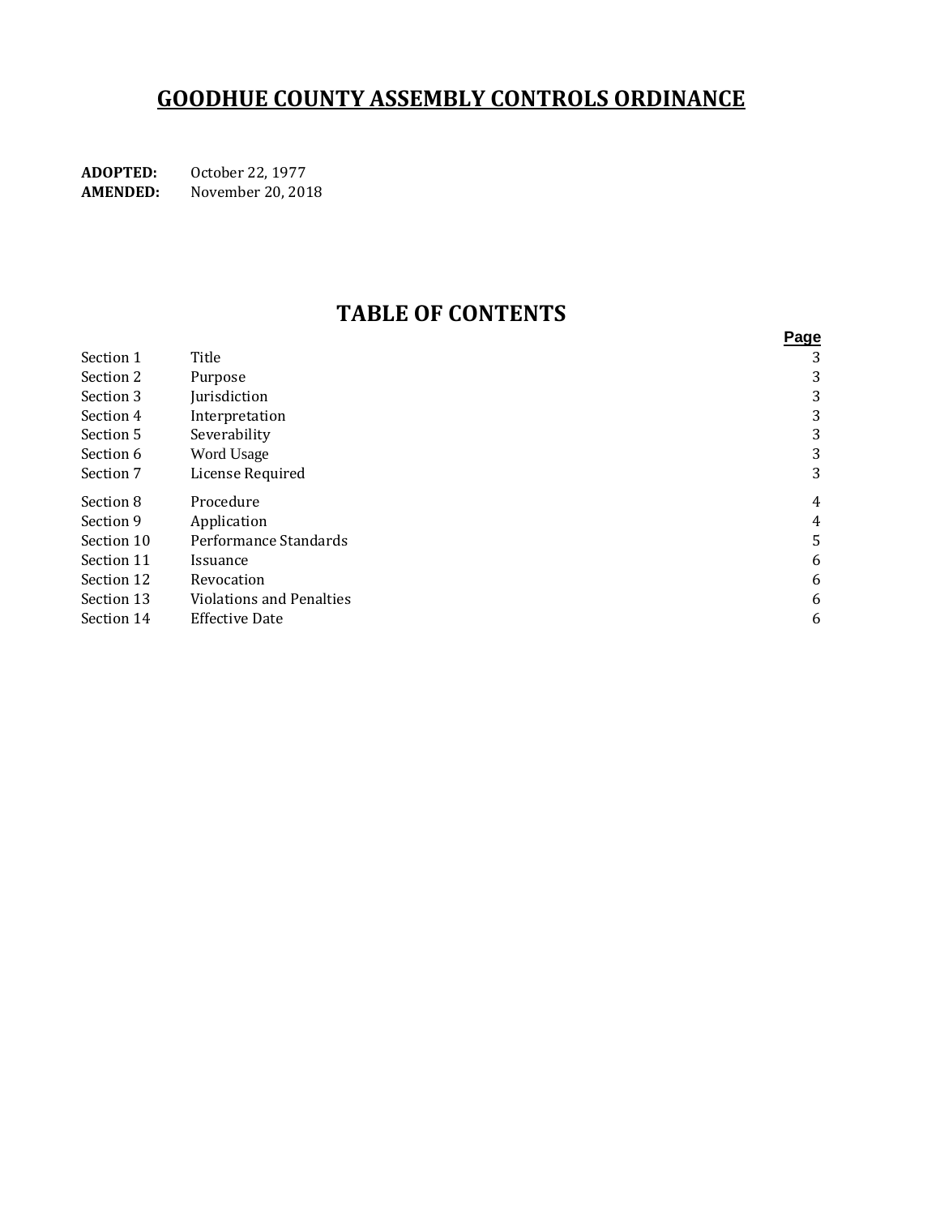# GOODHUE COUNTY ASSEMBLY CONTROLS ORDINANCE

**ADOPTED:** October 22, 1977
**AMENDED:** November 20, 2018

## TABLE OF CONTENTS

| | | Page |
|---|---|---|
| Section 1 | Title | 3 |
| Section 2 | Purpose | 3 |
| Section 3 | Jurisdiction | 3 |
| Section 4 | Interpretation | 3 |
| Section 5 | Severability | 3 |
| Section 6 | Word Usage | 3 |
| Section 7 | License Required | 3 |
| Section 8 | Procedure | 4 |
| Section 9 | Application | 4 |
| Section 10 | Performance Standards | 5 |
| Section 11 | Issuance | 6 |
| Section 12 | Revocation | 6 |
| Section 13 | Violations and Penalties | 6 |
| Section 14 | Effective Date | 6 |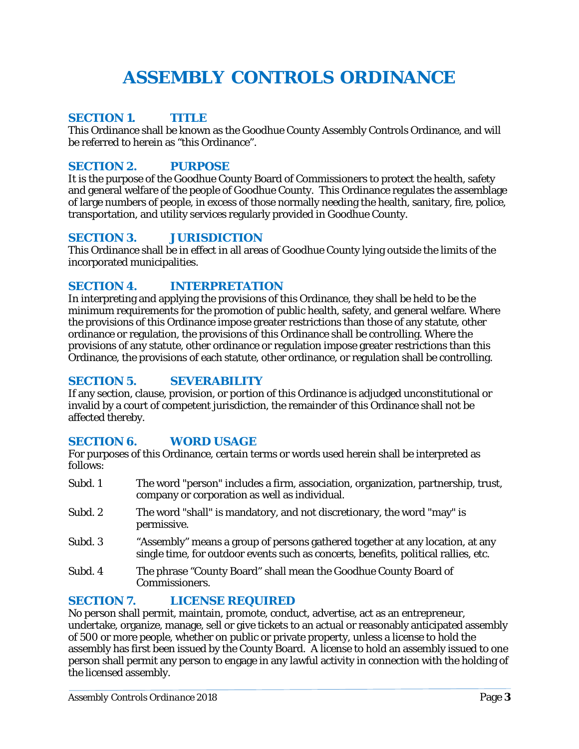# ASSEMBLY CONTROLS ORDINANCE

## SECTION 1. TITLE

This Ordinance shall be known as the Goodhue County Assembly Controls Ordinance, and will be referred to herein as "this Ordinance".

## SECTION 2. PURPOSE

It is the purpose of the Goodhue County Board of Commissioners to protect the health, safety and general welfare of the people of Goodhue County. This Ordinance regulates the assemblage of large numbers of people, in excess of those normally needing the health, sanitary, fire, police, transportation, and utility services regularly provided in Goodhue County.

## SECTION 3. JURISDICTION

This Ordinance shall be in effect in all areas of Goodhue County lying outside the limits of the incorporated municipalities.

## SECTION 4. INTERPRETATION

In interpreting and applying the provisions of this Ordinance, they shall be held to be the minimum requirements for the promotion of public health, safety, and general welfare. Where the provisions of this Ordinance impose greater restrictions than those of any statute, other ordinance or regulation, the provisions of this Ordinance shall be controlling. Where the provisions of any statute, other ordinance or regulation impose greater restrictions than this Ordinance, the provisions of each statute, other ordinance, or regulation shall be controlling.

## SECTION 5. SEVERABILITY

If any section, clause, provision, or portion of this Ordinance is adjudged unconstitutional or invalid by a court of competent jurisdiction, the remainder of this Ordinance shall not be affected thereby.

## SECTION 6. WORD USAGE

For purposes of this Ordinance, certain terms or words used herein shall be interpreted as follows:

Subd. 1 The word "person" includes a firm, association, organization, partnership, trust, company or corporation as well as individual.

Subd. 2 The word "shall" is mandatory, and not discretionary, the word "may" is permissive.

Subd. 3 "Assembly" means a group of persons gathered together at any location, at any single time, for outdoor events such as concerts, benefits, political rallies, etc.

Subd. 4 The phrase "County Board" shall mean the Goodhue County Board of Commissioners.

## SECTION 7. LICENSE REQUIRED

No person shall permit, maintain, promote, conduct, advertise, act as an entrepreneur, undertake, organize, manage, sell or give tickets to an actual or reasonably anticipated assembly of 500 or more people, whether on public or private property, unless a license to hold the assembly has first been issued by the County Board. A license to hold an assembly issued to one person shall permit any person to engage in any lawful activity in connection with the holding of the licensed assembly.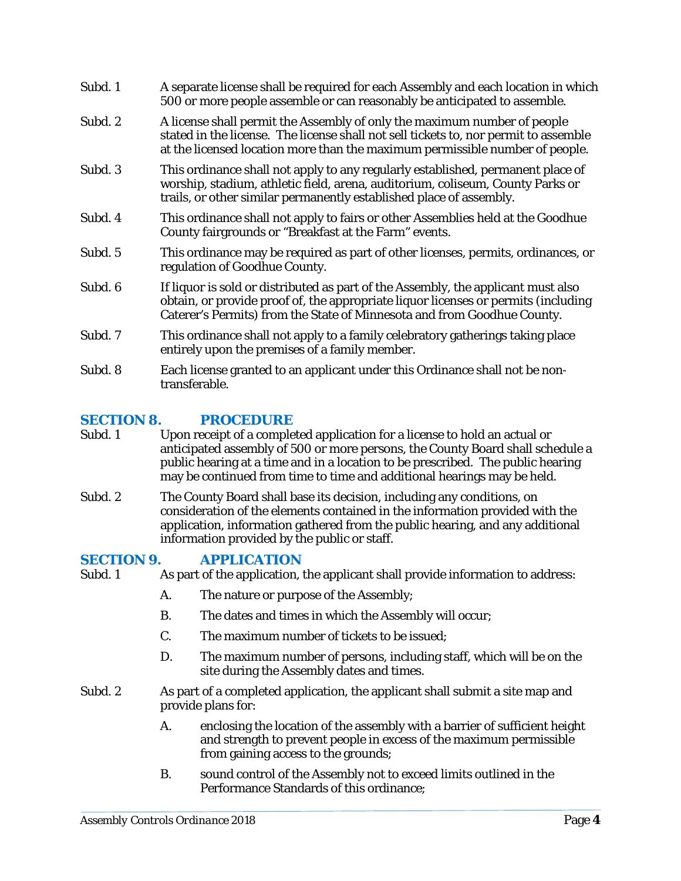Subd. 1 A separate license shall be required for each Assembly and each location in which 500 or more people assemble or can reasonably be anticipated to assemble.

Subd. 2 A license shall permit the Assembly of only the maximum number of people stated in the license. The license shall not sell tickets to, nor permit to assemble at the licensed location more than the maximum permissible number of people.

Subd. 3 This ordinance shall not apply to any regularly established, permanent place of worship, stadium, athletic field, arena, auditorium, coliseum, County Parks or trails, or other similar permanently established place of assembly.

Subd. 4 This ordinance shall not apply to fairs or other Assemblies held at the Goodhue County fairgrounds or "Breakfast at the Farm" events.

Subd. 5 This ordinance may be required as part of other licenses, permits, ordinances, or regulation of Goodhue County.

Subd. 6 If liquor is sold or distributed as part of the Assembly, the applicant must also obtain, or provide proof of, the appropriate liquor licenses or permits (including Caterer's Permits) from the State of Minnesota and from Goodhue County.

Subd. 7 This ordinance shall not apply to a family celebratory gatherings taking place entirely upon the premises of a family member.

Subd. 8 Each license granted to an applicant under this Ordinance shall not be non-transferable.

## SECTION 8. PROCEDURE

Subd. 1 Upon receipt of a completed application for a license to hold an actual or anticipated assembly of 500 or more persons, the County Board shall schedule a public hearing at a time and in a location to be prescribed. The public hearing may be continued from time to time and additional hearings may be held.

Subd. 2 The County Board shall base its decision, including any conditions, on consideration of the elements contained in the information provided with the application, information gathered from the public hearing, and any additional information provided by the public or staff.

## SECTION 9. APPLICATION

Subd. 1 As part of the application, the applicant shall provide information to address:

A. The nature or purpose of the Assembly;

B. The dates and times in which the Assembly will occur;

C. The maximum number of tickets to be issued;

D. The maximum number of persons, including staff, which will be on the site during the Assembly dates and times.

Subd. 2 As part of a completed application, the applicant shall submit a site map and provide plans for:

A. enclosing the location of the assembly with a barrier of sufficient height and strength to prevent people in excess of the maximum permissible from gaining access to the grounds;

B. sound control of the Assembly not to exceed limits outlined in the Performance Standards of this ordinance;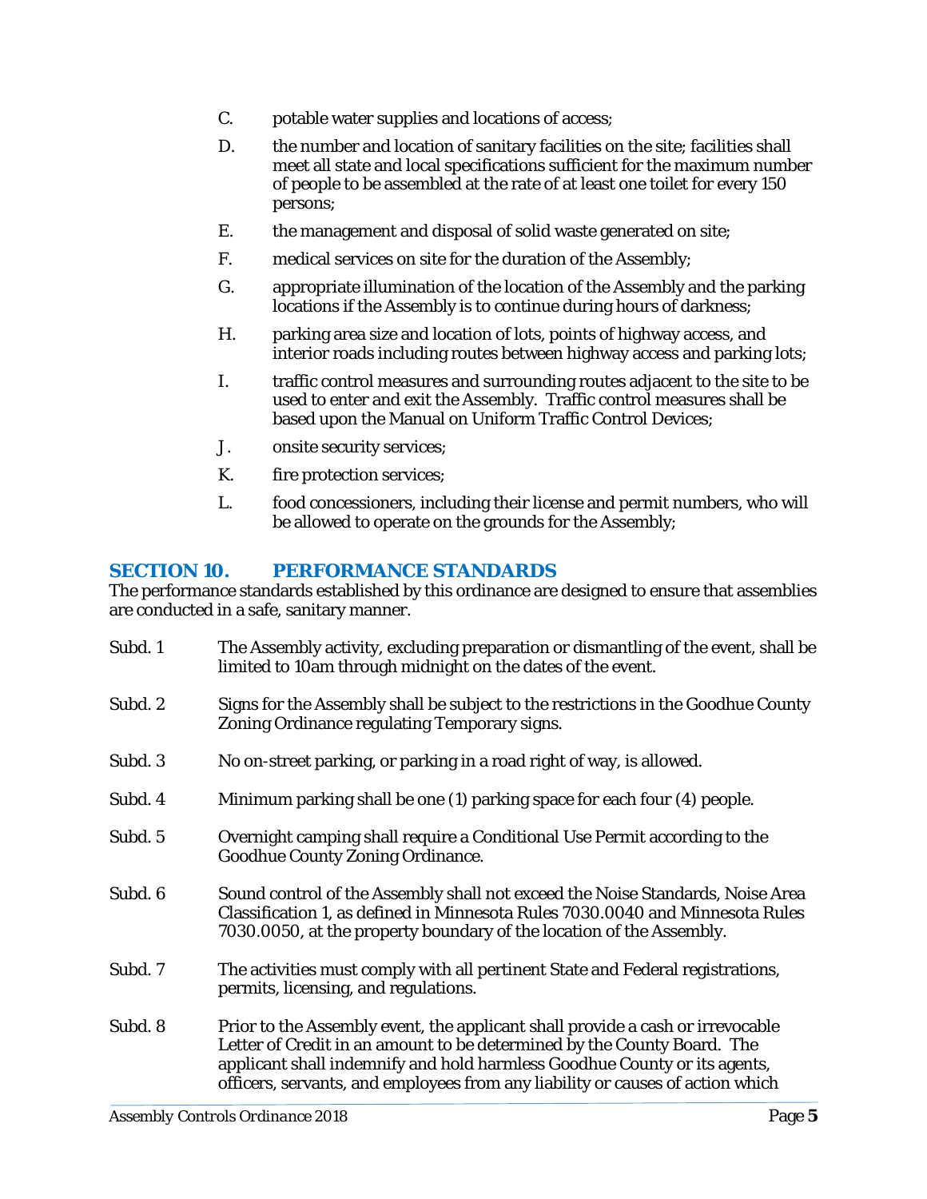C. potable water supplies and locations of access;

D. the number and location of sanitary facilities on the site; facilities shall meet all state and local specifications sufficient for the maximum number of people to be assembled at the rate of at least one toilet for every 150 persons;

E. the management and disposal of solid waste generated on site;

F. medical services on site for the duration of the Assembly;

G. appropriate illumination of the location of the Assembly and the parking locations if the Assembly is to continue during hours of darkness;

H. parking area size and location of lots, points of highway access, and interior roads including routes between highway access and parking lots;

I. traffic control measures and surrounding routes adjacent to the site to be used to enter and exit the Assembly. Traffic control measures shall be based upon the Manual on Uniform Traffic Control Devices;

J. onsite security services;

K. fire protection services;

L. food concessioners, including their license and permit numbers, who will be allowed to operate on the grounds for the Assembly;

## SECTION 10. PERFORMANCE STANDARDS

The performance standards established by this ordinance are designed to ensure that assemblies are conducted in a safe, sanitary manner.

Subd. 1 The Assembly activity, excluding preparation or dismantling of the event, shall be limited to 10am through midnight on the dates of the event.

Subd. 2 Signs for the Assembly shall be subject to the restrictions in the Goodhue County Zoning Ordinance regulating Temporary signs.

Subd. 3 No on-street parking, or parking in a road right of way, is allowed.

Subd. 4 Minimum parking shall be one (1) parking space for each four (4) people.

Subd. 5 Overnight camping shall require a Conditional Use Permit according to the Goodhue County Zoning Ordinance.

Subd. 6 Sound control of the Assembly shall not exceed the Noise Standards, Noise Area Classification 1, as defined in Minnesota Rules 7030.0040 and Minnesota Rules 7030.0050, at the property boundary of the location of the Assembly.

Subd. 7 The activities must comply with all pertinent State and Federal registrations, permits, licensing, and regulations.

Subd. 8 Prior to the Assembly event, the applicant shall provide a cash or irrevocable Letter of Credit in an amount to be determined by the County Board. The applicant shall indemnify and hold harmless Goodhue County or its agents, officers, servants, and employees from any liability or causes of action which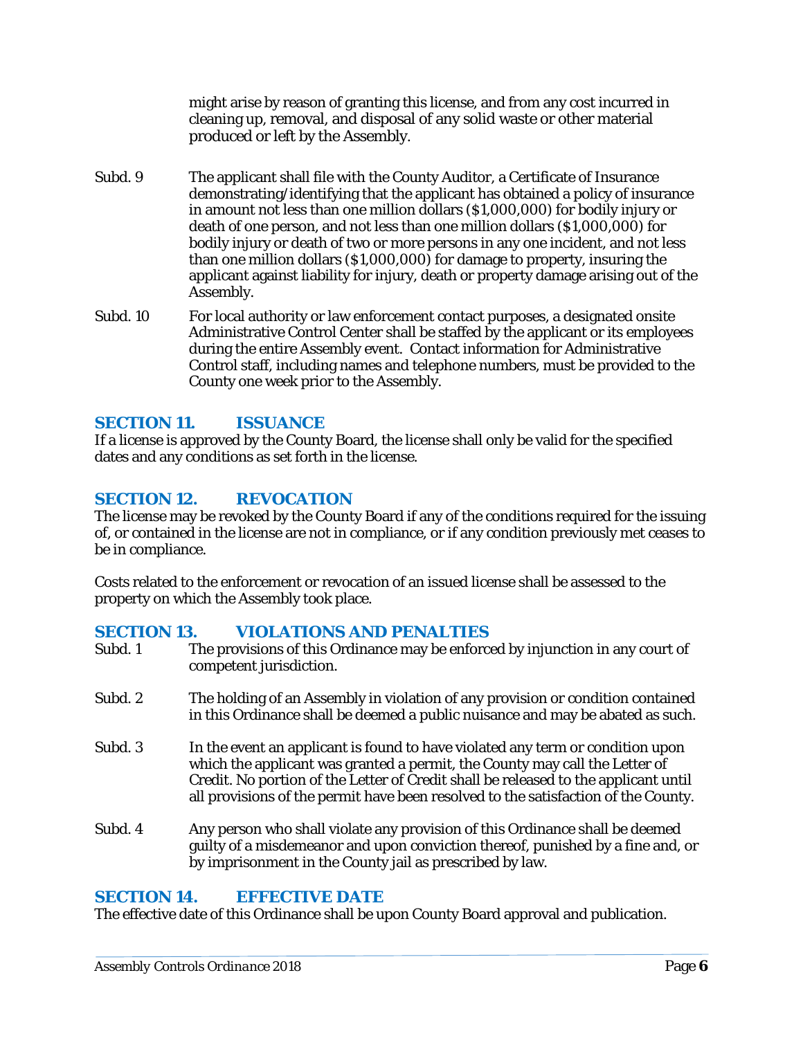might arise by reason of granting this license, and from any cost incurred in cleaning up, removal, and disposal of any solid waste or other material produced or left by the Assembly.

Subd. 9 The applicant shall file with the County Auditor, a Certificate of Insurance demonstrating/identifying that the applicant has obtained a policy of insurance in amount not less than one million dollars ($1,000,000) for bodily injury or death of one person, and not less than one million dollars ($1,000,000) for bodily injury or death of two or more persons in any one incident, and not less than one million dollars ($1,000,000) for damage to property, insuring the applicant against liability for injury, death or property damage arising out of the Assembly.

Subd. 10 For local authority or law enforcement contact purposes, a designated onsite Administrative Control Center shall be staffed by the applicant or its employees during the entire Assembly event. Contact information for Administrative Control staff, including names and telephone numbers, must be provided to the County one week prior to the Assembly.

## SECTION 11. ISSUANCE

If a license is approved by the County Board, the license shall only be valid for the specified dates and any conditions as set forth in the license.

## SECTION 12. REVOCATION

The license may be revoked by the County Board if any of the conditions required for the issuing of, or contained in the license are not in compliance, or if any condition previously met ceases to be in compliance.

Costs related to the enforcement or revocation of an issued license shall be assessed to the property on which the Assembly took place.

## SECTION 13. VIOLATIONS AND PENALTIES

Subd. 1 The provisions of this Ordinance may be enforced by injunction in any court of competent jurisdiction.

Subd. 2 The holding of an Assembly in violation of any provision or condition contained in this Ordinance shall be deemed a public nuisance and may be abated as such.

Subd. 3 In the event an applicant is found to have violated any term or condition upon which the applicant was granted a permit, the County may call the Letter of Credit. No portion of the Letter of Credit shall be released to the applicant until all provisions of the permit have been resolved to the satisfaction of the County.

Subd. 4 Any person who shall violate any provision of this Ordinance shall be deemed guilty of a misdemeanor and upon conviction thereof, punished by a fine and, or by imprisonment in the County jail as prescribed by law.

## SECTION 14. EFFECTIVE DATE

The effective date of this Ordinance shall be upon County Board approval and publication.